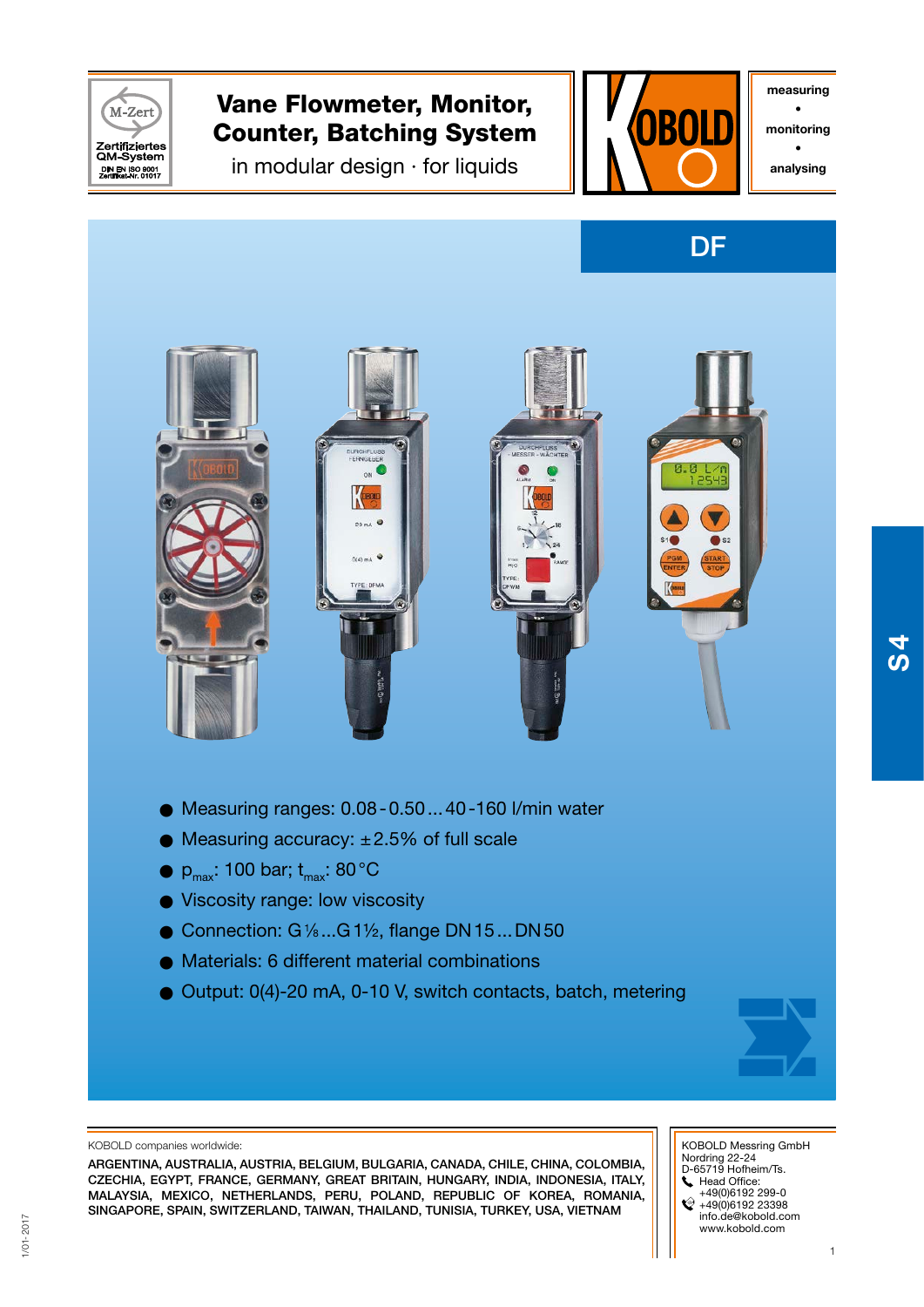# Vane Flowmeter, Monitor, Counter, Batching System

in modular design · for liquids

measuring • monitoring • analysing

## DF

- Measuring ranges: 0.08 - 0.50 ... 40 -160 l/min water
- Measuring accuracy: ±2.5% of full scale
- $p_{max}$: 100 bar; $t_{max}$: 80 °C
- Viscosity range: low viscosity
- Connection: G ⅛...G 1½, flange DN 15 ... DN 50
- Materials: 6 different material combinations
- Output: 0(4)-20 mA, 0-10 V, switch contacts, batch, metering

KOBOLD companies worldwide:

ARGENTINA, AUSTRALIA, AUSTRIA, BELGIUM, BULGARIA, CANADA, CHILE, CHINA, COLOMBIA, CZECHIA, EGYPT, FRANCE, GERMANY, GREAT BRITAIN, HUNGARY, INDIA, INDONESIA, ITALY, MALAYSIA, MEXICO, NETHERLANDS, PERU, POLAND, REPUBLIC OF KOREA, ROMANIA, SINGAPORE, SPAIN, SWITZERLAND, TAIWAN, THAILAND, TUNISIA, TURKEY, USA, VIETNAM

KOBOLD Messring GmbH
Nordring 22-24
D-65719 Hofheim/Ts.
Head Office:
+49(0)6192 299-0
+49(0)6192 23398
info.de@kobold.com
www.kobold.com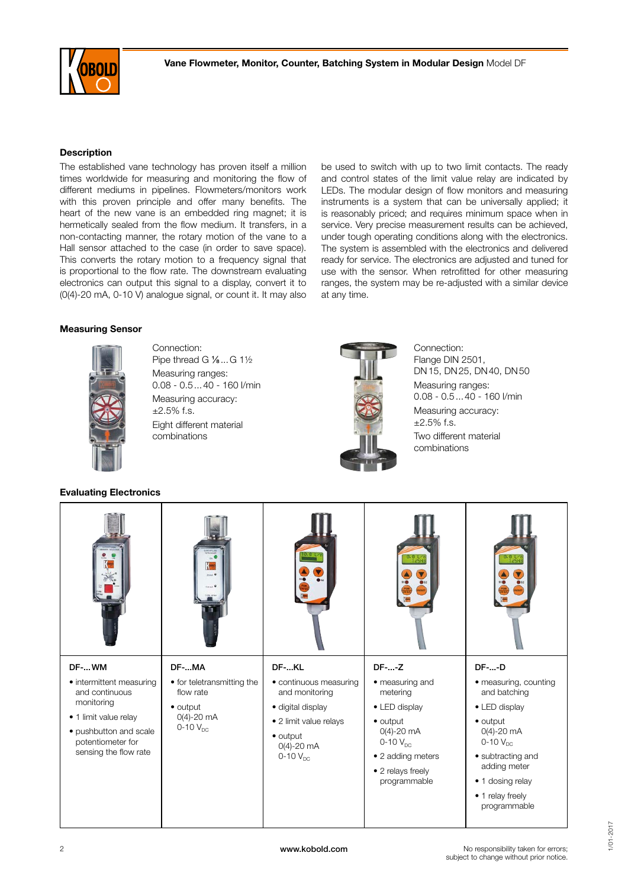## Description

The established vane technology has proven itself a million times worldwide for measuring and monitoring the flow of different mediums in pipelines. Flowmeters/monitors work with this proven principle and offer many benefits. The heart of the new vane is an embedded ring magnet; it is hermetically sealed from the flow medium. It transfers, in a non-contacting manner, the rotary motion of the vane to a Hall sensor attached to the case (in order to save space). This converts the rotary motion to a frequency signal that is proportional to the flow rate. The downstream evaluating electronics can output this signal to a display, convert it to (0(4)-20 mA, 0-10 V) analogue signal, or count it. It may also be used to switch with up to two limit contacts. The ready and control states of the limit value relay are indicated by LEDs. The modular design of flow monitors and measuring instruments is a system that can be universally applied; it is reasonably priced; and requires minimum space when in service. Very precise measurement results can be achieved, under tough operating conditions along with the electronics. The system is assembled with the electronics and delivered ready for service. The electronics are adjusted and tuned for use with the sensor. When retrofitted for other measuring ranges, the system may be re-adjusted with a similar device at any time.

## Measuring Sensor

Connection:
Pipe thread G ⅛ ... G 1½
Measuring ranges:
0.08 - 0.5 ... 40 - 160 l/min
Measuring accuracy:
±2.5% f.s.
Eight different material combinations

Connection:
Flange DIN 2501,
DN 15, DN 25, DN 40, DN 50
Measuring ranges:
0.08 - 0.5 ... 40 - 160 l/min
Measuring accuracy:
±2.5% f.s.
Two different material combinations

## Evaluating Electronics

| DF-... WM | DF-...MA | DF-...KL | DF-...-Z | DF-...-D |
|---|---|---|---|---|
| • intermittent measuring and continuous monitoring<br>• 1 limit value relay<br>• pushbutton and scale potentiometer for sensing the flow rate | • for teletransmitting the flow rate<br>• output 0(4)-20 mA 0-10 $V_{DC}$ | • continuous measuring and monitoring<br>• digital display<br>• 2 limit value relays<br>• output 0(4)-20 mA 0-10 $V_{DC}$ | • measuring and metering<br>• LED display<br>• output 0(4)-20 mA 0-10 $V_{DC}$<br>• 2 adding meters<br>• 2 relays freely programmable | • measuring, counting and batching<br>• LED display<br>• output 0(4)-20 mA 0-10 $V_{DC}$<br>• subtracting and adding meter<br>• 1 dosing relay<br>• 1 relay freely programmable |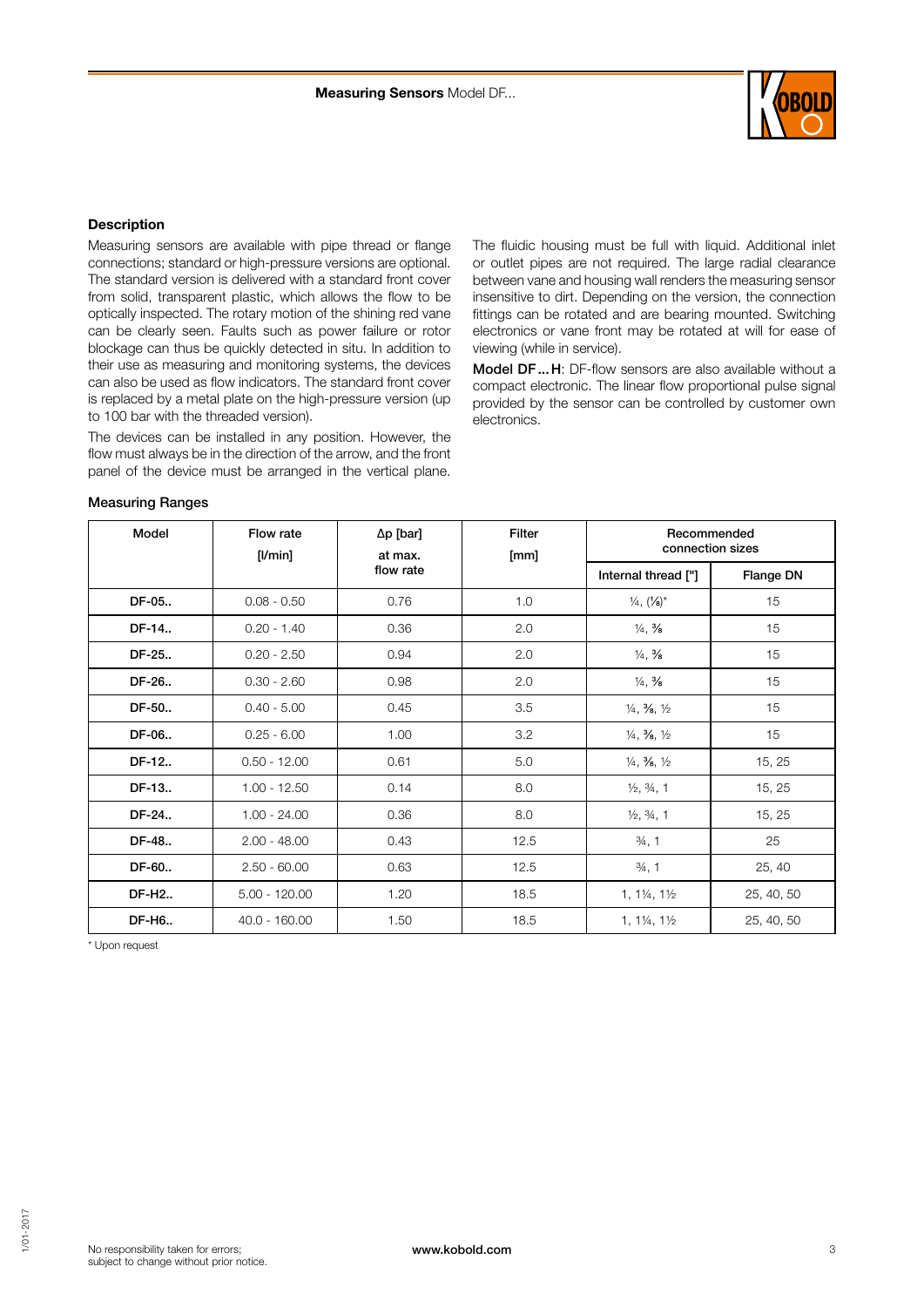## Description

Measuring sensors are available with pipe thread or flange connections; standard or high-pressure versions are optional. The standard version is delivered with a standard front cover from solid, transparent plastic, which allows the flow to be optically inspected. The rotary motion of the shining red vane can be clearly seen. Faults such as power failure or rotor blockage can thus be quickly detected in situ. In addition to their use as measuring and monitoring systems, the devices can also be used as flow indicators. The standard front cover is replaced by a metal plate on the high-pressure version (up to 100 bar with the threaded version).

The devices can be installed in any position. However, the flow must always be in the direction of the arrow, and the front panel of the device must be arranged in the vertical plane.

The fluidic housing must be full with liquid. Additional inlet or outlet pipes are not required. The large radial clearance between vane and housing wall renders the measuring sensor insensitive to dirt. Depending on the version, the connection fittings can be rotated and are bearing mounted. Switching electronics or vane front may be rotated at will for ease of viewing (while in service).

**Model DF... H**: DF-flow sensors are also available without a compact electronic. The linear flow proportional pulse signal provided by the sensor can be controlled by customer own electronics.

## Measuring Ranges

| Model | Flow rate [l/min] | Δp [bar] at max. flow rate | Filter [mm] | Recommended connection sizes | |
|---|---|---|---|---|---|
| | | | | Internal thread ["] | Flange DN |
| DF-05.. | 0.08 - 0.50 | 0.76 | 1.0 | ¼, (⅛)* | 15 |
| DF-14.. | 0.20 - 1.40 | 0.36 | 2.0 | ¼, ⅜ | 15 |
| DF-25.. | 0.20 - 2.50 | 0.94 | 2.0 | ¼, ⅜ | 15 |
| DF-26.. | 0.30 - 2.60 | 0.98 | 2.0 | ¼, ⅜ | 15 |
| DF-50.. | 0.40 - 5.00 | 0.45 | 3.5 | ¼, ⅜, ½ | 15 |
| DF-06.. | 0.25 - 6.00 | 1.00 | 3.2 | ¼, ⅜, ½ | 15 |
| DF-12.. | 0.50 - 12.00 | 0.61 | 5.0 | ¼, ⅜, ½ | 15, 25 |
| DF-13.. | 1.00 - 12.50 | 0.14 | 8.0 | ½, ¾, 1 | 15, 25 |
| DF-24.. | 1.00 - 24.00 | 0.36 | 8.0 | ½, ¾, 1 | 15, 25 |
| DF-48.. | 2.00 - 48.00 | 0.43 | 12.5 | ¾, 1 | 25 |
| DF-60.. | 2.50 - 60.00 | 0.63 | 12.5 | ¾, 1 | 25, 40 |
| DF-H2.. | 5.00 - 120.00 | 1.20 | 18.5 | 1, 1¼, 1½ | 25, 40, 50 |
| DF-H6.. | 40.0 - 160.00 | 1.50 | 18.5 | 1, 1¼, 1½ | 25, 40, 50 |

* Upon request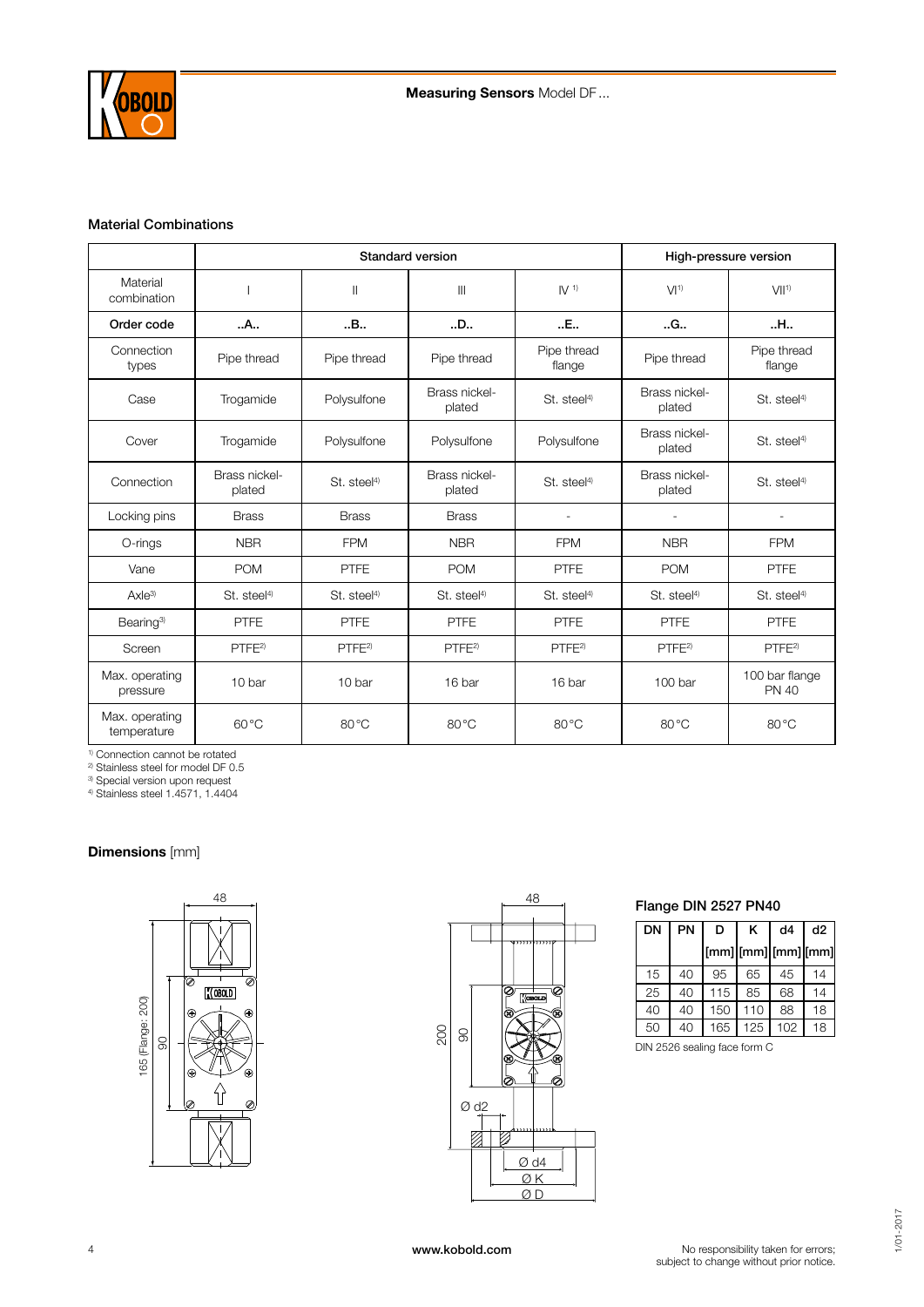## Material Combinations

| | Standard version | | | | High-pressure version | |
|---|---|---|---|---|---|---|
| Material combination | I | II | III | IV [1] | VI[1] | VII[1] |
| **Order code** | **..A..** | **..B..** | **..D..** | **..E..** | **..G..** | **..H..** |
| Connection types | Pipe thread | Pipe thread | Pipe thread | Pipe thread flange | Pipe thread | Pipe thread flange |
| Case | Trogamide | Polysulfone | Brass nickel-plated | St. steel[4] | Brass nickel-plated | St. steel[4] |
| Cover | Trogamide | Polysulfone | Polysulfone | Polysulfone | Brass nickel-plated | St. steel[4] |
| Connection | Brass nickel-plated | St. steel[4] | Brass nickel-plated | St. steel[4] | Brass nickel-plated | St. steel[4] |
| Locking pins | Brass | Brass | Brass | - | - | - |
| O-rings | NBR | FPM | NBR | FPM | NBR | FPM |
| Vane | POM | PTFE | POM | PTFE | POM | PTFE |
| Axle[3] | St. steel[4] | St. steel[4] | St. steel[4] | St. steel[4] | St. steel[4] | St. steel[4] |
| Bearing[3] | PTFE | PTFE | PTFE | PTFE | PTFE | PTFE |
| Screen | PTFE[2] | PTFE[2] | PTFE[2] | PTFE[2] | PTFE[2] | PTFE[2] |
| Max. operating pressure | 10 bar | 10 bar | 16 bar | 16 bar | 100 bar | 100 bar flange PN 40 |
| Max. operating temperature | 60 °C | 80 °C | 80 °C | 80 °C | 80 °C | 80 °C |

[1] Connection cannot be rotated
[2] Stainless steel for model DF 0.5
[3] Special version upon request
[4] Stainless steel 1.4571, 1.4404

## **Dimensions** [mm]

### Flange DIN 2527 PN40

| DN | PN | D [mm] | K [mm] | d4 [mm] | d2 [mm] |
|---|---|---|---|---|---|
| 15 | 40 | 95 | 65 | 45 | 14 |
| 25 | 40 | 115 | 85 | 68 | 14 |
| 40 | 40 | 150 | 110 | 88 | 18 |
| 50 | 40 | 165 | 125 | 102 | 18 |

DIN 2526 sealing face form C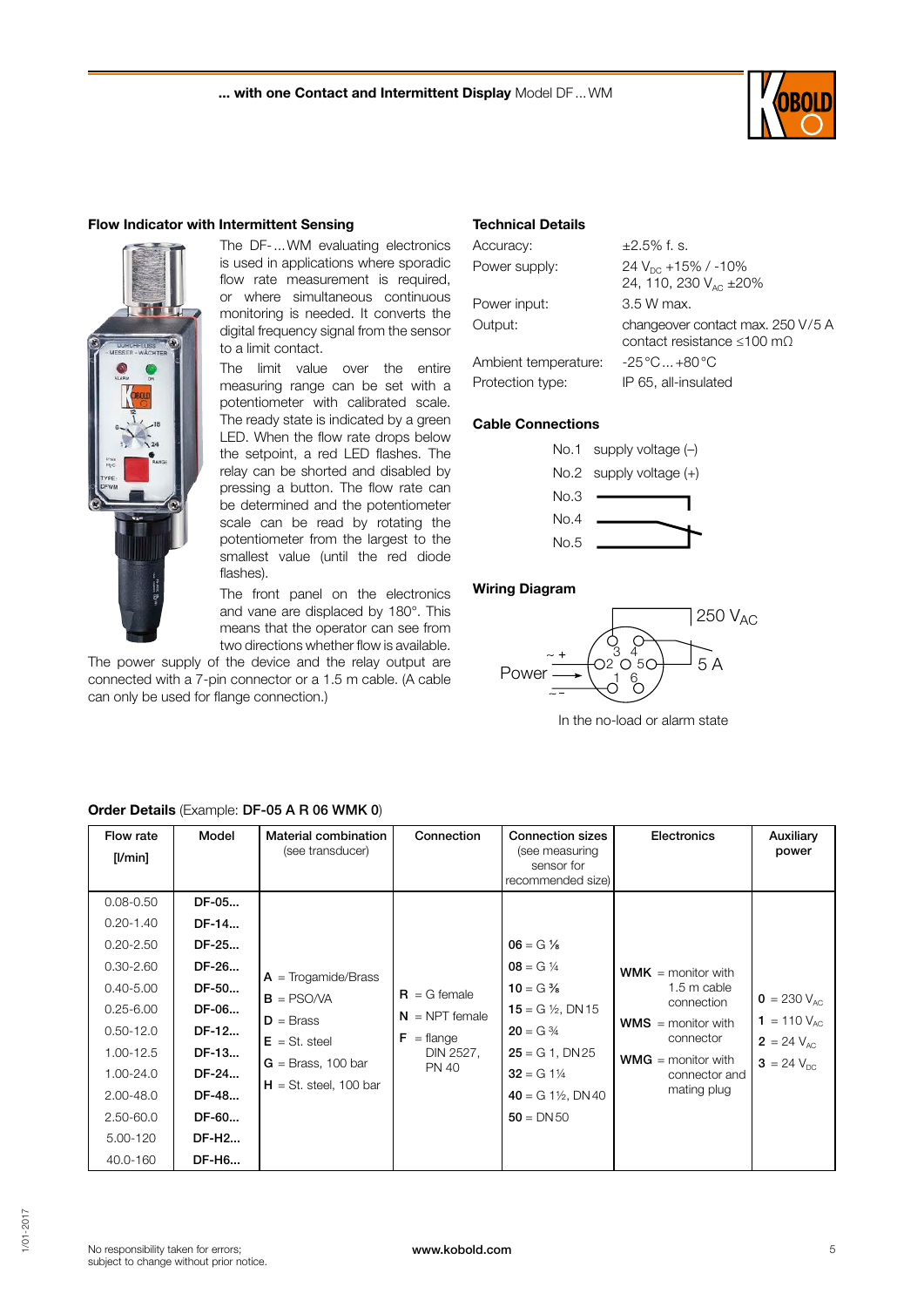**... with one Contact and Intermittent Display** Model DF ... WM

### Flow Indicator with Intermittent Sensing

The DF-...WM evaluating electronics is used in applications where sporadic flow rate measurement is required, or where simultaneous continuous monitoring is needed. It converts the digital frequency signal from the sensor to a limit contact.

The limit value over the entire measuring range can be set with a potentiometer with calibrated scale. The ready state is indicated by a green LED. When the flow rate drops below the setpoint, a red LED flashes. The relay can be shorted and disabled by pressing a button. The flow rate can be determined and the potentiometer scale can be read by rotating the potentiometer from the largest to the smallest value (until the red diode flashes).

The front panel on the electronics and vane are displaced by 180°. This means that the operator can see from two directions whether flow is available.

The power supply of the device and the relay output are connected with a 7-pin connector or a 1.5 m cable. (A cable can only be used for flange connection.)

### Technical Details

| | |
|---|---|
| Accuracy: | ±2.5% f. s. |
| Power supply: | 24 $V_{DC}$ +15% / -10%<br>24, 110, 230 $V_{AC}$ ±20% |
| Power input: | 3.5 W max. |
| Output: | changeover contact max. 250 V/5 A<br>contact resistance ≤100 mΩ |
| Ambient temperature: | -25 °C ... +80 °C |
| Protection type: | IP 65, all-insulated |

### Cable Connections

No.1 supply voltage (–)
No.2 supply voltage (+)
No.3
No.4
No.5

### Wiring Diagram

250 $V_{AC}$
5 A
Power ~ + ~ −

In the no-load or alarm state

### Order Details (Example: **DF-05 A R 06 WMK 0**)

| Flow rate [l/min] | Model | Material combination (see transducer) | Connection | Connection sizes (see measuring sensor for recommended size) | Electronics | Auxiliary power |
|---|---|---|---|---|---|---|
| 0.08-0.50 | **DF-05...** | **A** = Trogamide/Brass | **R** = G female | **06** = G ⅛ | **WMK** = monitor with 1.5 m cable connection | **0** = 230 $V_{AC}$ |
| 0.20-1.40 | **DF-14...** | **B** = PSO/VA | **N** = NPT female | **08** = G ¼ | **WMS** = monitor with connector | **1** = 110 $V_{AC}$ |
| 0.20-2.50 | **DF-25...** | **D** = Brass | **F** = flange DIN 2527, PN 40 | **10** = G ⅜ | **WMG** = monitor with connector and mating plug | **2** = 24 $V_{AC}$ |
| 0.30-2.60 | **DF-26...** | **E** = St. steel | | **15** = G ½, DN 15 | | **3** = 24 $V_{DC}$ |
| 0.40-5.00 | **DF-50...** | **G** = Brass, 100 bar | | **20** = G ¾ | | |
| 0.25-6.00 | **DF-06...** | **H** = St. steel, 100 bar | | **25** = G 1, DN 25 | | |
| 0.50-12.0 | **DF-12...** | | | **32** = G 1¼ | | |
| 1.00-12.5 | **DF-13...** | | | **40** = G 1½, DN 40 | | |
| 1.00-24.0 | **DF-24...** | | | **50** = DN 50 | | |
| 2.00-48.0 | **DF-48...** | | | | | |
| 2.50-60.0 | **DF-60...** | | | | | |
| 5.00-120 | **DF-H2...** | | | | | |
| 40.0-160 | **DF-H6...** | | | | | |

No responsibility taken for errors; subject to change without prior notice.

www.kobold.com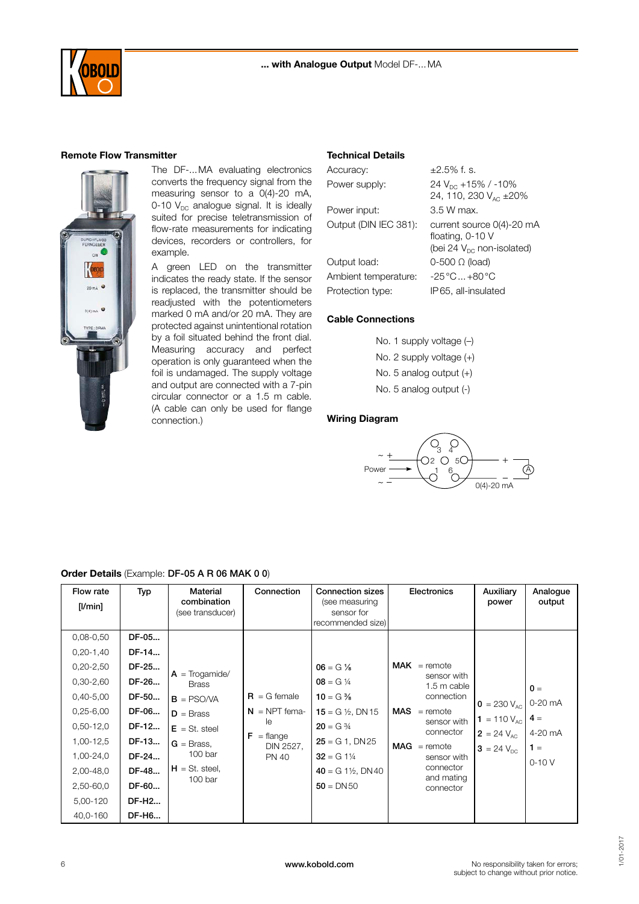**... with Analogue Output** Model DF-... MA

### Remote Flow Transmitter

The DF-...MA evaluating electronics converts the frequency signal from the measuring sensor to a 0(4)-20 mA, 0-10 $V_{DC}$ analogue signal. It is ideally suited for precise teletransmission of flow-rate measurements for indicating devices, recorders or controllers, for example.

A green LED on the transmitter indicates the ready state. If the sensor is replaced, the transmitter should be readjusted with the potentiometers marked 0 mA and/or 20 mA. They are protected against unintentional rotation by a foil situated behind the front dial. Measuring accuracy and perfect operation is only guaranteed when the foil is undamaged. The supply voltage and output are connected with a 7-pin circular connector or a 1.5 m cable. (A cable can only be used for flange connection.)

### Technical Details

| | |
|---|---|
| Accuracy: | ±2.5% f. s. |
| Power supply: | 24 $V_{DC}$ +15% / -10%<br>24, 110, 230 $V_{AC}$ ±20% |
| Power input: | 3.5 W max. |
| Output (DIN IEC 381): | current source 0(4)-20 mA floating, 0-10 V<br>(bei 24 $V_{DC}$ non-isolated) |
| Output load: | 0-500 Ω (load) |
| Ambient temperature: | -25 °C ... +80 °C |
| Protection type: | IP65, all-insulated |

### Cable Connections

No. 1 supply voltage (–)
No. 2 supply voltage (+)
No. 5 analog output (+)
No. 5 analog output (-)

### Wiring Diagram

~ + / Power / ~ – ; pins 1–6 ; + / – ; A ; 0(4)-20 mA

### Order Details (Example: DF-05 A R 06 MAK 0 0)

| Flow rate [l/min] | Typ | Material combination (see transducer) | Connection | Connection sizes (see measuring sensor for recommended size) | Electronics | Auxiliary power | Analogue output |
|---|---|---|---|---|---|---|---|
| 0,08-0,50 | DF-05... | **A** = Trogamide/ Brass | **R** = G female | **06** = G ⅛ | **MAK** = remote sensor with 1.5 m cable connection | **0** = 230 $V_{AC}$ | **0** = 0-20 mA |
| 0,20-1,40 | DF-14... | **B** = PSO/VA | **N** = NPT female | **08** = G ¼ | **MAS** = remote sensor with connector | **1** = 110 $V_{AC}$ | **4** = 4-20 mA |
| 0,20-2,50 | DF-25... | **D** = Brass | **F** = flange DIN 2527, PN 40 | **10** = G ⅜ | **MAG** = remote sensor with connector and mating connector | **2** = 24 $V_{AC}$ | **1** = 0-10 V |
| 0,30-2,60 | DF-26... | **E** = St. steel | | **15** = G ½, DN15 | | **3** = 24 $V_{DC}$ | |
| 0,40-5,00 | DF-50... | **G** = Brass, 100 bar | | **20** = G ¾ | | | |
| 0,25-6,00 | DF-06... | **H** = St. steel, 100 bar | | **25** = G 1, DN25 | | | |
| 0,50-12,0 | DF-12... | | | **32** = G 1¼ | | | |
| 1,00-12,5 | DF-13... | | | **40** = G 1½, DN40 | | | |
| 1,00-24,0 | DF-24... | | | **50** = DN50 | | | |
| 2,00-48,0 | DF-48... | | | | | | |
| 2,50-60,0 | DF-60... | | | | | | |
| 5,00-120 | DF-H2... | | | | | | |
| 40,0-160 | DF-H6... | | | | | | |

www.kobold.com

No responsibility taken for errors; subject to change without prior notice.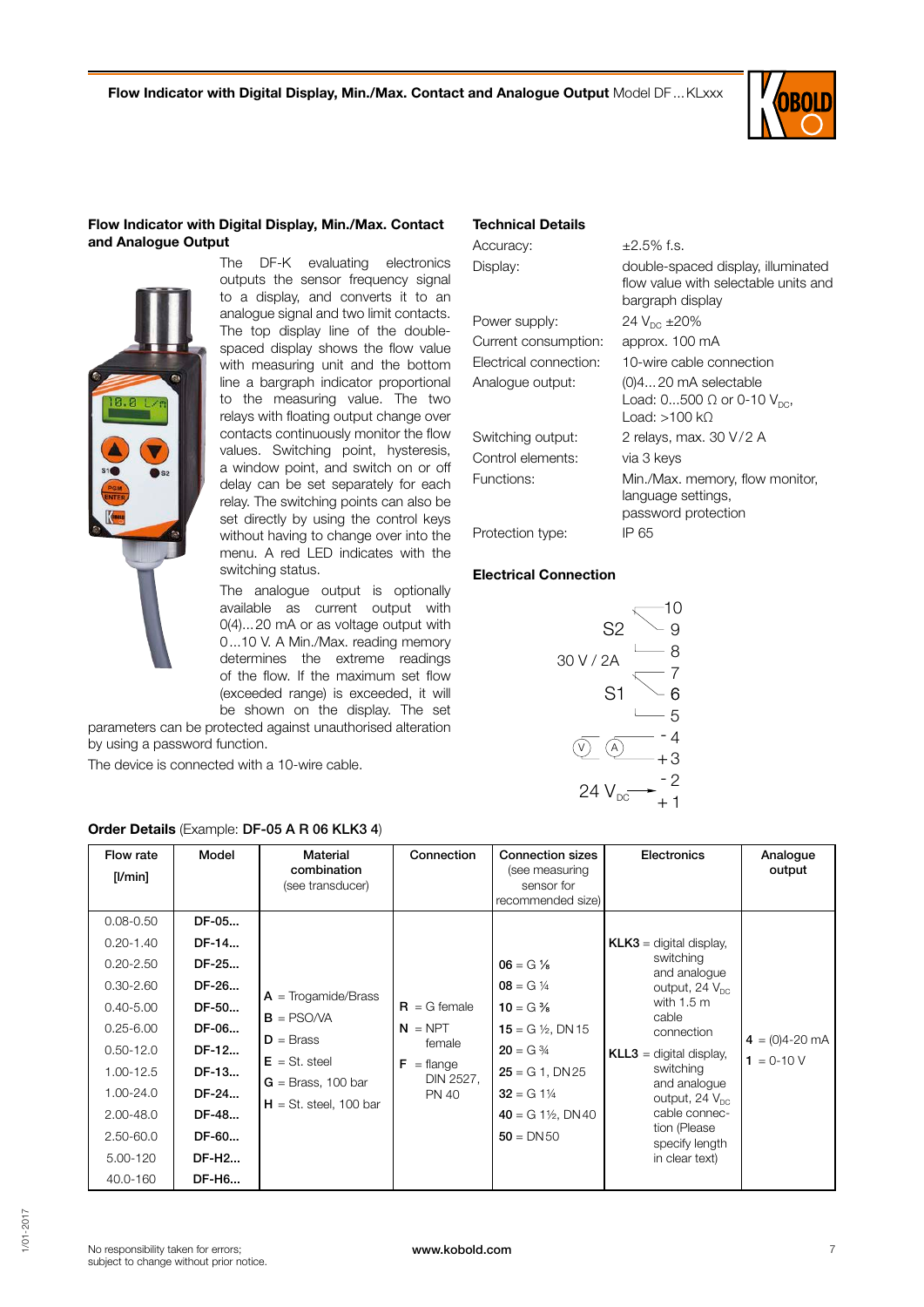## Flow Indicator with Digital Display, Min./Max. Contact and Analogue Output

The DF-K evaluating electronics outputs the sensor frequency signal to a display, and converts it to an analogue signal and two limit contacts. The top display line of the double-spaced display shows the flow value with measuring unit and the bottom line a bargraph indicator proportional to the measuring value. The two relays with floating output change over contacts continuously monitor the flow values. Switching point, hysteresis, a window point, and switch on or off delay can be set separately for each relay. The switching points can also be set directly by using the control keys without having to change over into the menu. A red LED indicates with the switching status.

The analogue output is optionally available as current output with 0(4)...20 mA or as voltage output with 0...10 V. A Min./Max. reading memory determines the extreme readings of the flow. If the maximum set flow (exceeded range) is exceeded, it will be shown on the display. The set parameters can be protected against unauthorised alteration by using a password function.

The device is connected with a 10-wire cable.

## Technical Details

| | |
|---|---|
| Accuracy: | ±2.5% f.s. |
| Display: | double-spaced display, illuminated flow value with selectable units and bargraph display |
| Power supply: | 24 $V_{DC}$ ±20% |
| Current consumption: | approx. 100 mA |
| Electrical connection: | 10-wire cable connection |
| Analogue output: | (0)4...20 mA selectable<br>Load: 0...500 Ω or 0-10 $V_{DC}$,<br>Load: >100 kΩ |
| Switching output: | 2 relays, max. 30 V/2 A |
| Control elements: | via 3 keys |
| Functions: | Min./Max. memory, flow monitor, language settings, password protection |
| Protection type: | IP 65 |

## Electrical Connection

S2: 10, 9, 8 — 30 V / 2A — S1: 7, 6, 5

V / A: - 4, + 3

24 $V_{DC}$: - 2, + 1

## Order Details (Example: DF-05 A R 06 KLK3 4)

| Flow rate [l/min] | Model | Material combination (see transducer) | Connection | Connection sizes (see measuring sensor for recommended size) | Electronics | Analogue output |
|---|---|---|---|---|---|---|
| 0.08-0.50 | DF-05... | A = Trogamide/Brass<br>B = PSO/VA<br>D = Brass<br>E = St. steel<br>G = Brass, 100 bar<br>H = St. steel, 100 bar | R = G female<br>N = NPT female<br>F = flange DIN 2527, PN 40 | 06 = G ⅛<br>08 = G ¼<br>10 = G ⅜<br>15 = G ½, DN 15<br>20 = G ¾<br>25 = G 1, DN 25<br>32 = G 1¼<br>40 = G 1½, DN 40<br>50 = DN 50 | KLK3 = digital display, switching and analogue output, 24 $V_{DC}$ with 1.5 m cable connection<br>KLL3 = digital display, switching and analogue output, 24 $V_{DC}$ cable connection (Please specify length in clear text) | 4 = (0)4-20 mA<br>1 = 0-10 V |
| 0.20-1.40 | DF-14... | | | | | |
| 0.20-2.50 | DF-25... | | | | | |
| 0.30-2.60 | DF-26... | | | | | |
| 0.40-5.00 | DF-50... | | | | | |
| 0.25-6.00 | DF-06... | | | | | |
| 0.50-12.0 | DF-12... | | | | | |
| 1.00-12.5 | DF-13... | | | | | |
| 1.00-24.0 | DF-24... | | | | | |
| 2.00-48.0 | DF-48... | | | | | |
| 2.50-60.0 | DF-60... | | | | | |
| 5.00-120 | DF-H2... | | | | | |
| 40.0-160 | DF-H6... | | | | | |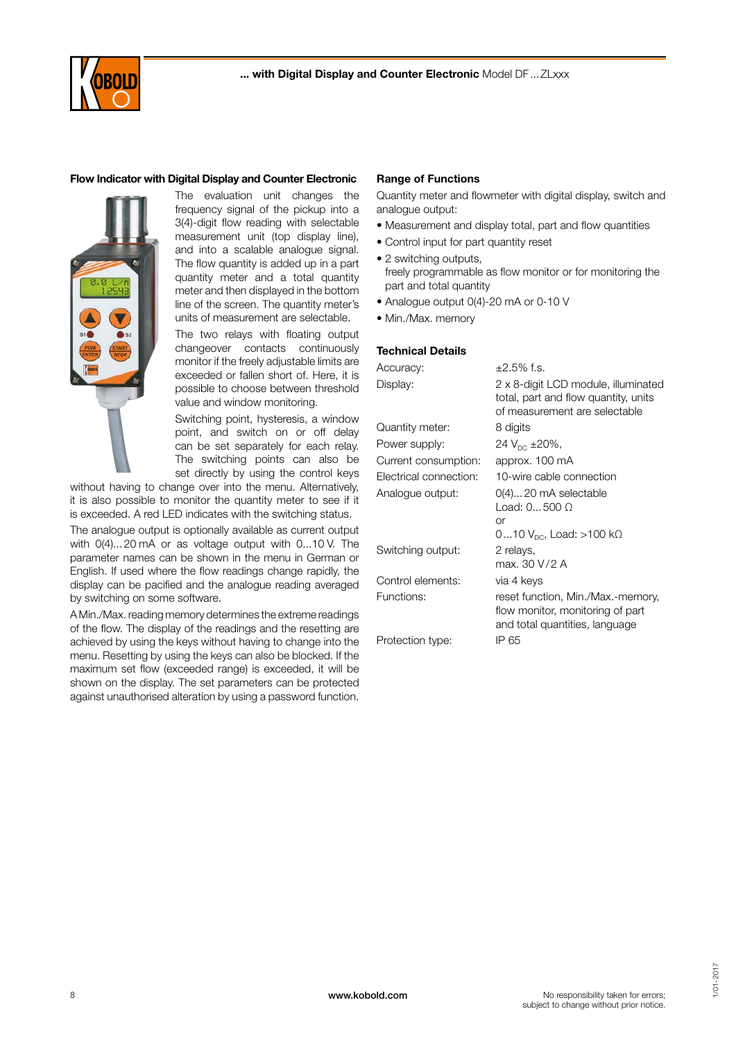## Flow Indicator with Digital Display and Counter Electronic

The evaluation unit changes the frequency signal of the pickup into a 3(4)-digit flow reading with selectable measurement unit (top display line), and into a scalable analogue signal. The flow quantity is added up in a part quantity meter and a total quantity meter and then displayed in the bottom line of the screen. The quantity meter's units of measurement are selectable.

The two relays with floating output changeover contacts continuously monitor if the freely adjustable limits are exceeded or fallen short of. Here, it is possible to choose between threshold value and window monitoring.

Switching point, hysteresis, a window point, and switch on or off delay can be set separately for each relay. The switching points can also be set directly by using the control keys without having to change over into the menu. Alternatively, it is also possible to monitor the quantity meter to see if it is exceeded. A red LED indicates with the switching status.

The analogue output is optionally available as current output with 0(4)...20 mA or as voltage output with 0...10 V. The parameter names can be shown in the menu in German or English. If used where the flow readings change rapidly, the display can be pacified and the analogue reading averaged by switching on some software.

A Min./Max. reading memory determines the extreme readings of the flow. The display of the readings and the resetting are achieved by using the keys without having to change into the menu. Resetting by using the keys can also be blocked. If the maximum set flow (exceeded range) is exceeded, it will be shown on the display. The set parameters can be protected against unauthorised alteration by using a password function.

## Range of Functions

Quantity meter and flowmeter with digital display, switch and analogue output:

- Measurement and display total, part and flow quantities
- Control input for part quantity reset
- 2 switching outputs, freely programmable as flow monitor or for monitoring the part and total quantity
- Analogue output 0(4)-20 mA or 0-10 V
- Min./Max. memory

## Technical Details

| | |
|---|---|
| Accuracy: | ±2.5% f.s. |
| Display: | 2 x 8-digit LCD module, illuminated total, part and flow quantity, units of measurement are selectable |
| Quantity meter: | 8 digits |
| Power supply: | 24 $V_{DC}$ ±20%, |
| Current consumption: | approx. 100 mA |
| Electrical connection: | 10-wire cable connection |
| Analogue output: | 0(4)... 20 mA selectable<br>Load: 0... 500 Ω<br>or<br>0...10 $V_{DC}$, Load: >100 kΩ |
| Switching output: | 2 relays,<br>max. 30 V / 2 A |
| Control elements: | via 4 keys |
| Functions: | reset function, Min./Max.-memory, flow monitor, monitoring of part and total quantities, language |
| Protection type: | IP 65 |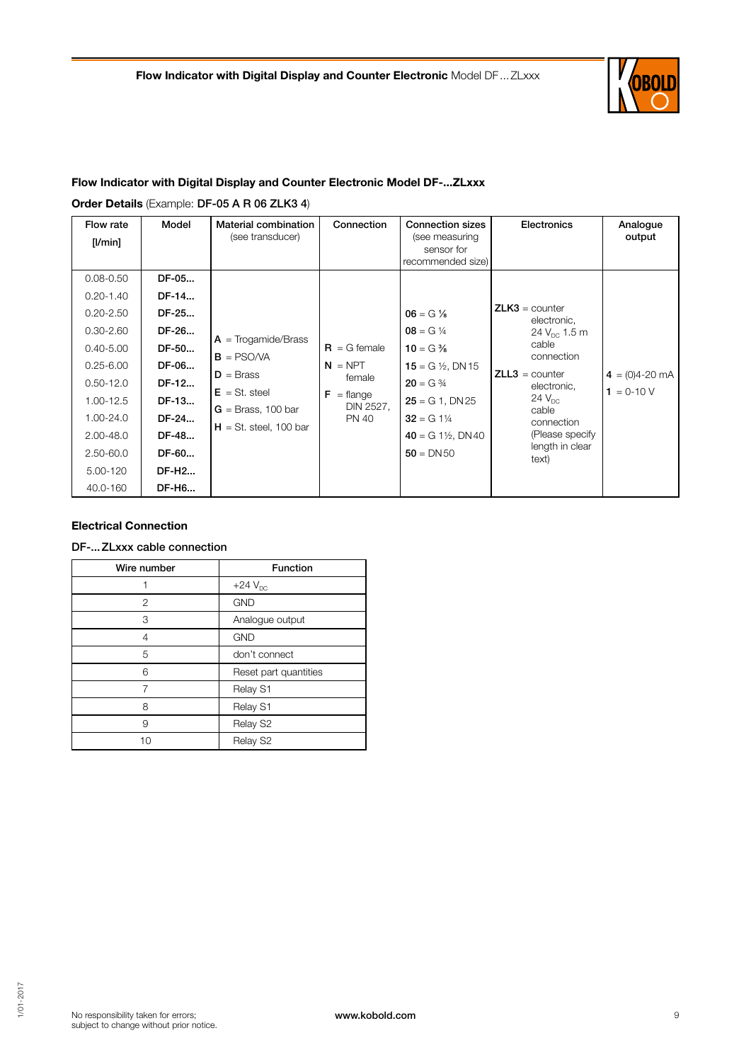## Flow Indicator with Digital Display and Counter Electronic Model DF-...ZLxxx

**Order Details** (Example: **DF-05 A R 06 ZLK3 4**)

| Flow rate [l/min] | Model | Material combination (see transducer) | Connection | Connection sizes (see measuring sensor for recommended size) | Electronics | Analogue output |
|---|---|---|---|---|---|---|
| 0.08-0.50 | **DF-05...** | **A** = Trogamide/Brass<br>**B** = PSO/VA<br>**D** = Brass<br>**E** = St. steel<br>**G** = Brass, 100 bar<br>**H** = St. steel, 100 bar | **R** = G female<br>**N** = NPT female<br>**F** = flange DIN 2527, PN 40 | **06** = G ⅛<br>**08** = G ¼<br>**10** = G ⅜<br>**15** = G ½, DN15<br>**20** = G ¾<br>**25** = G 1, DN25<br>**32** = G 1¼<br>**40** = G 1½, DN40<br>**50** = DN50 | **ZLK3** = counter electronic, 24 $V_{DC}$ 1.5 m cable connection<br>**ZLL3** = counter electronic, 24 $V_{DC}$ cable connection (Please specify length in clear text) | **4** = (0)4-20 mA<br>**1** = 0-10 V |
| 0.20-1.40 | **DF-14...** | | | | | |
| 0.20-2.50 | **DF-25...** | | | | | |
| 0.30-2.60 | **DF-26...** | | | | | |
| 0.40-5.00 | **DF-50...** | | | | | |
| 0.25-6.00 | **DF-06...** | | | | | |
| 0.50-12.0 | **DF-12...** | | | | | |
| 1.00-12.5 | **DF-13...** | | | | | |
| 1.00-24.0 | **DF-24...** | | | | | |
| 2.00-48.0 | **DF-48...** | | | | | |
| 2.50-60.0 | **DF-60...** | | | | | |
| 5.00-120 | **DF-H2...** | | | | | |
| 40.0-160 | **DF-H6...** | | | | | |

### Electrical Connection

**DF-... ZLxxx cable connection**

| Wire number | Function |
|---|---|
| 1 | +24 $V_{DC}$ |
| 2 | GND |
| 3 | Analogue output |
| 4 | GND |
| 5 | don't connect |
| 6 | Reset part quantities |
| 7 | Relay S1 |
| 8 | Relay S1 |
| 9 | Relay S2 |
| 10 | Relay S2 |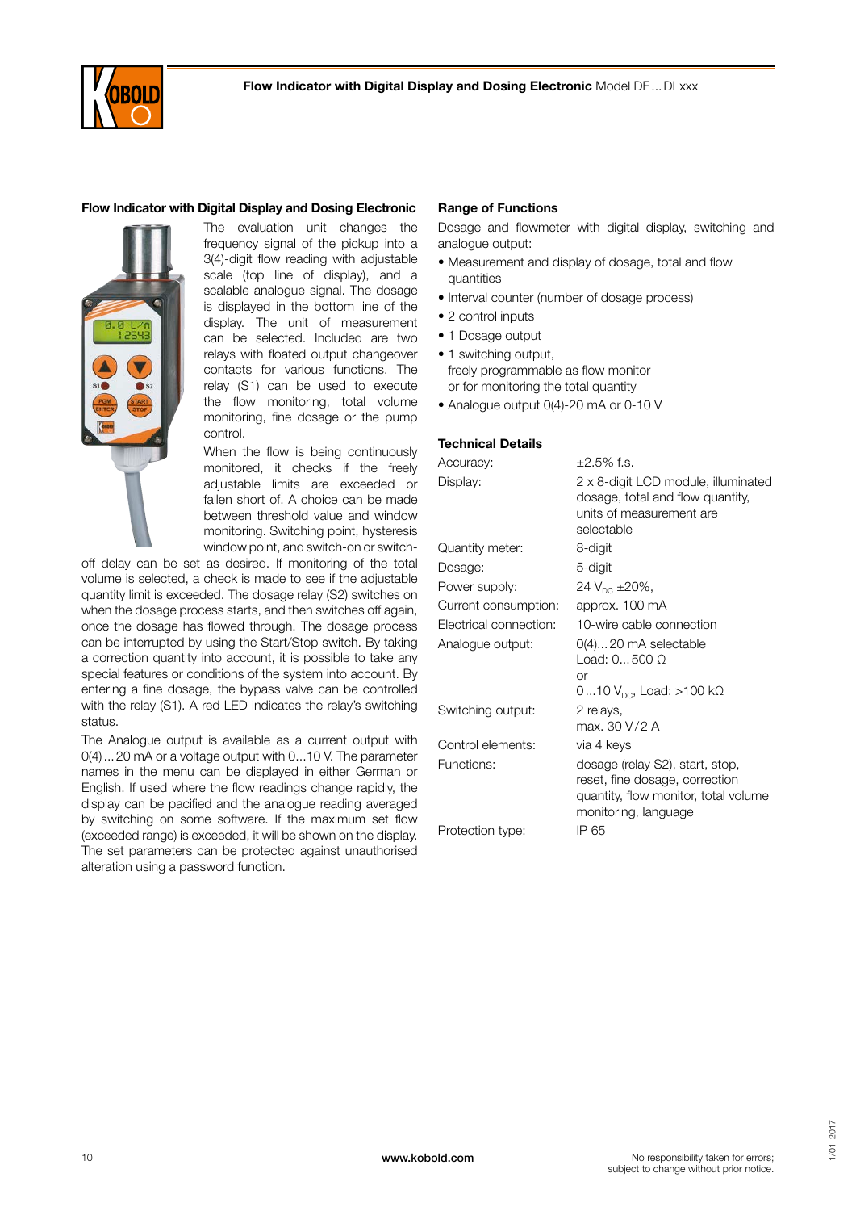## Flow Indicator with Digital Display and Dosing Electronic

The evaluation unit changes the frequency signal of the pickup into a 3(4)-digit flow reading with adjustable scale (top line of display), and a scalable analogue signal. The dosage is displayed in the bottom line of the display. The unit of measurement can be selected. Included are two relays with floated output changeover contacts for various functions. The relay (S1) can be used to execute the flow monitoring, total volume monitoring, fine dosage or the pump control.

When the flow is being continuously monitored, it checks if the freely adjustable limits are exceeded or fallen short of. A choice can be made between threshold value and window monitoring. Switching point, hysteresis window point, and switch-on or switch-off delay can be set as desired. If monitoring of the total volume is selected, a check is made to see if the adjustable quantity limit is exceeded. The dosage relay (S2) switches on when the dosage process starts, and then switches off again, once the dosage has flowed through. The dosage process can be interrupted by using the Start/Stop switch. By taking a correction quantity into account, it is possible to take any special features or conditions of the system into account. By entering a fine dosage, the bypass valve can be controlled with the relay (S1). A red LED indicates the relay's switching status.

The Analogue output is available as a current output with 0(4)...20 mA or a voltage output with 0...10 V. The parameter names in the menu can be displayed in either German or English. If used where the flow readings change rapidly, the display can be pacified and the analogue reading averaged by switching on some software. If the maximum set flow (exceeded range) is exceeded, it will be shown on the display. The set parameters can be protected against unauthorised alteration using a password function.

## Range of Functions

Dosage and flowmeter with digital display, switching and analogue output:

- Measurement and display of dosage, total and flow quantities
- Interval counter (number of dosage process)
- 2 control inputs
- 1 Dosage output
- 1 switching output, freely programmable as flow monitor or for monitoring the total quantity
- Analogue output 0(4)-20 mA or 0-10 V

## Technical Details

| | |
|---|---|
| Accuracy: | ±2.5% f.s. |
| Display: | 2 x 8-digit LCD module, illuminated dosage, total and flow quantity, units of measurement are selectable |
| Quantity meter: | 8-digit |
| Dosage: | 5-digit |
| Power supply: | 24 $V_{DC}$ ±20%, |
| Current consumption: | approx. 100 mA |
| Electrical connection: | 10-wire cable connection |
| Analogue output: | 0(4)... 20 mA selectable<br>Load: 0... 500 Ω<br>or<br>0...10 $V_{DC}$, Load: >100 kΩ |
| Switching output: | 2 relays,<br>max. 30 V / 2 A |
| Control elements: | via 4 keys |
| Functions: | dosage (relay S2), start, stop, reset, fine dosage, correction quantity, flow monitor, total volume monitoring, language |
| Protection type: | IP 65 |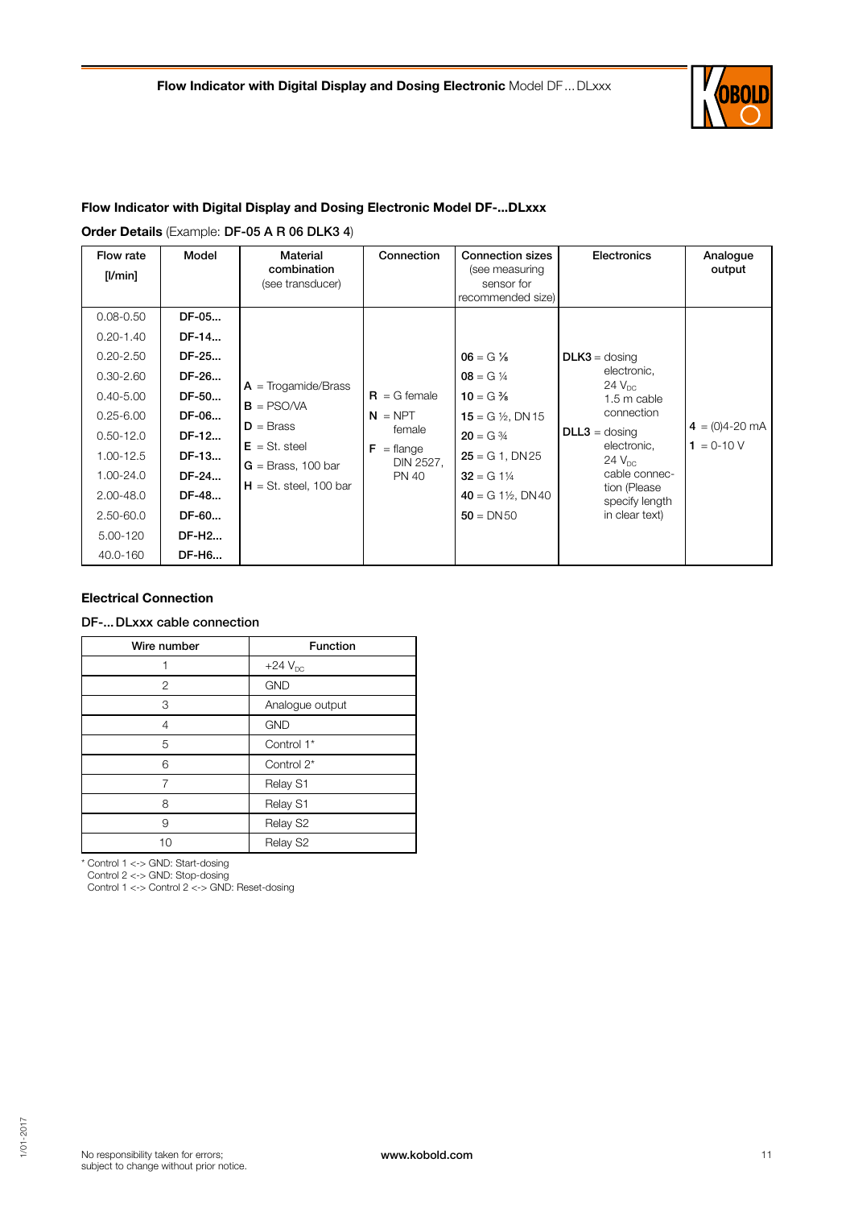## Flow Indicator with Digital Display and Dosing Electronic Model DF-...DLxxx

**Order Details** (Example: **DF-05 A R 06 DLK3 4**)

| Flow rate [l/min] | Model | Material combination (see transducer) | Connection | Connection sizes (see measuring sensor for recommended size) | Electronics | Analogue output |
|---|---|---|---|---|---|---|
| 0.08-0.50 | **DF-05...** | **A** = Trogamide/Brass<br>**B** = PSO/VA<br>**D** = Brass<br>**E** = St. steel<br>**G** = Brass, 100 bar<br>**H** = St. steel, 100 bar | **R** = G female<br>**N** = NPT female<br>**F** = flange DIN 2527, PN 40 | **06** = G ⅛<br>**08** = G ¼<br>**10** = G ⅜<br>**15** = G ½, DN15<br>**20** = G ¾<br>**25** = G 1, DN25<br>**32** = G 1¼<br>**40** = G 1½, DN40<br>**50** = DN50 | **DLK3** = dosing electronic, 24 $V_{DC}$ 1.5 m cable connection<br>**DLL3** = dosing electronic, 24 $V_{DC}$ cable connection (Please specify length in clear text) | **4** = (0)4-20 mA<br>**1** = 0-10 V |
| 0.20-1.40 | **DF-14...** | | | | | |
| 0.20-2.50 | **DF-25...** | | | | | |
| 0.30-2.60 | **DF-26...** | | | | | |
| 0.40-5.00 | **DF-50...** | | | | | |
| 0.25-6.00 | **DF-06...** | | | | | |
| 0.50-12.0 | **DF-12...** | | | | | |
| 1.00-12.5 | **DF-13...** | | | | | |
| 1.00-24.0 | **DF-24...** | | | | | |
| 2.00-48.0 | **DF-48...** | | | | | |
| 2.50-60.0 | **DF-60...** | | | | | |
| 5.00-120 | **DF-H2...** | | | | | |
| 40.0-160 | **DF-H6...** | | | | | |

### Electrical Connection

**DF-... DLxxx cable connection**

| Wire number | Function |
|---|---|
| 1 | +24 $V_{DC}$ |
| 2 | GND |
| 3 | Analogue output |
| 4 | GND |
| 5 | Control 1* |
| 6 | Control 2* |
| 7 | Relay S1 |
| 8 | Relay S1 |
| 9 | Relay S2 |
| 10 | Relay S2 |

\* Control 1 <-> GND: Start-dosing
Control 2 <-> GND: Stop-dosing
Control 1 <-> Control 2 <-> GND: Reset-dosing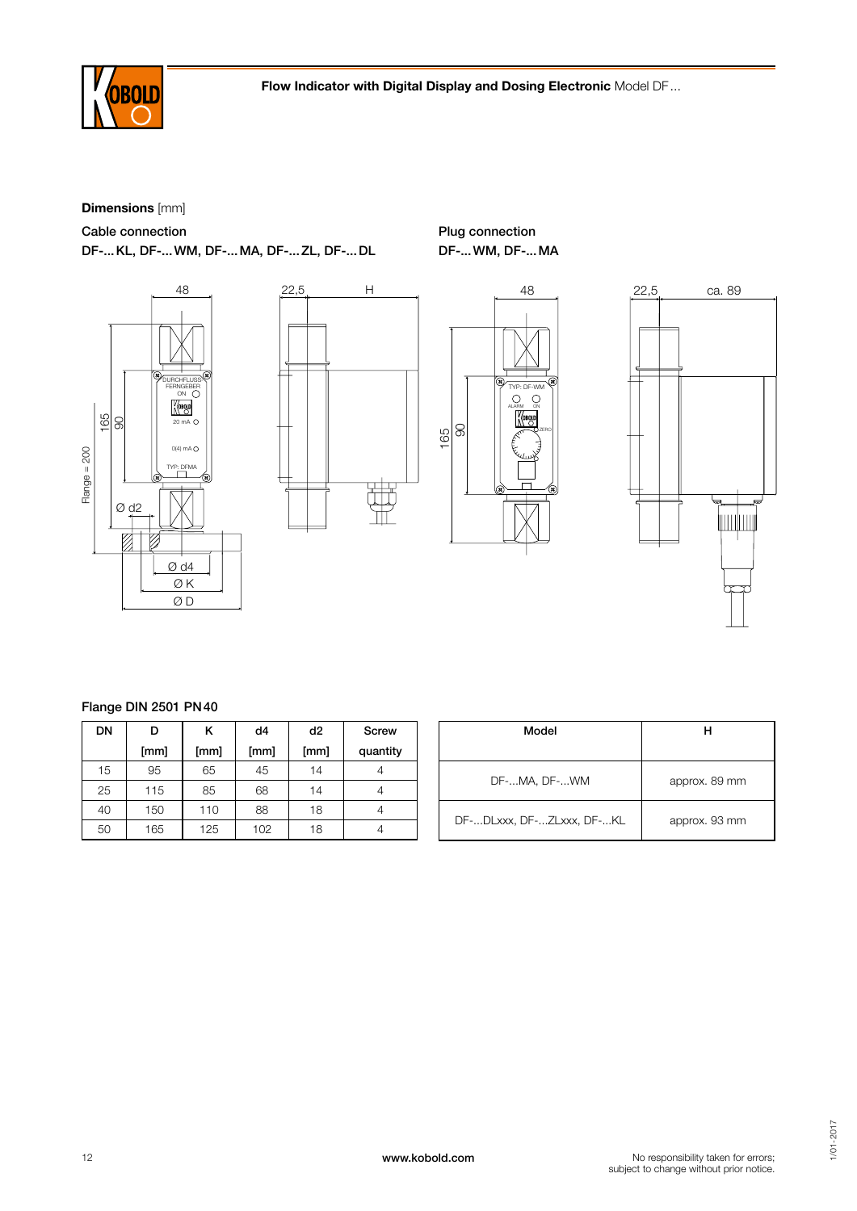**Dimensions** [mm]

Cable connection
DF-... KL, DF-... WM, DF-... MA, DF-... ZL, DF-... DL

Plug connection
DF-... WM, DF-... MA

**Flange DIN 2501 PN 40**

| DN | D [mm] | K [mm] | d4 [mm] | d2 [mm] | Screw quantity |
|---|---|---|---|---|---|
| 15 | 95 | 65 | 45 | 14 | 4 |
| 25 | 115 | 85 | 68 | 14 | 4 |
| 40 | 150 | 110 | 88 | 18 | 4 |
| 50 | 165 | 125 | 102 | 18 | 4 |

| Model | H |
|---|---|
| DF-...MA, DF-...WM | approx. 89 mm |
| DF-...DLxxx, DF-...ZLxxx, DF-...KL | approx. 93 mm |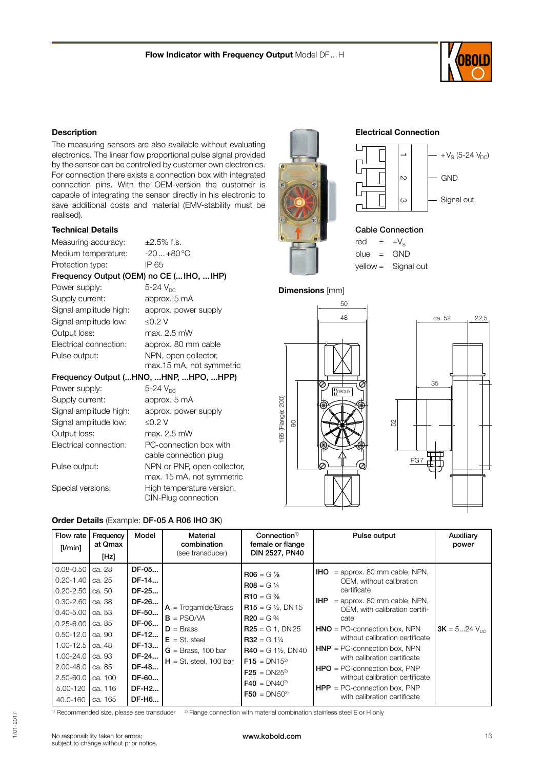**Flow Indicator with Frequency Output** Model DF…H

### Description

The measuring sensors are also available without evaluating electronics. The linear flow proportional pulse signal provided by the sensor can be controlled by customer own electronics. For connection there exists a connection box with integrated connection pins. With the OEM-version the customer is capable of integrating the sensor directly in his electronic to save additional costs and material (EMV-stability must be realised).

### Technical Details

| | |
|---|---|
| Measuring accuracy: | ±2.5% f.s. |
| Medium temperature: | -20…+80°C |
| Protection type: | IP 65 |

**Frequency Output (OEM) no CE (…IHO, …IHP)**

| | |
|---|---|
| Power supply: | 5-24 $V_{DC}$ |
| Supply current: | approx. 5 mA |
| Signal amplitude high: | approx. power supply |
| Signal amplitude low: | ≤0.2 V |
| Output loss: | max. 2.5 mW |
| Electrical connection: | approx. 80 mm cable |
| Pulse output: | NPN, open collector, max.15 mA, not symmetric |

**Frequency Output (…HNO, …HNP, …HPO, …HPP)**

| | |
|---|---|
| Power supply: | 5-24 $V_{DC}$ |
| Supply current: | approx. 5 mA |
| Signal amplitude high: | approx. power supply |
| Signal amplitude low: | ≤0.2 V |
| Output loss: | max. 2.5 mW |
| Electrical connection: | PC-connection box with cable connection plug |
| Pulse output: | NPN or PNP, open collector, max. 15 mA, not symmetric |
| Special versions: | High temperature version, DIN-Plug connection |

### Electrical Connection

1 — $+V_S$ (5-24 $V_{DC}$)
2 — GND
3 — Signal out

### Cable Connection

red = $+V_S$
blue = GND
yellow = Signal out

### Dimensions [mm]

50
48
ca. 52
22,5
35
165 (Flange: 200)
90
52
PG7

### Order Details (Example: DF-05 A R06 IHO 3K)

| Flow rate [l/min] | Frequency at Qmax [Hz] | Model | Material combination (see transducer) | Connection[1] female or flange DIN 2527, PN40 | Pulse output | Auxiliary power |
|---|---|---|---|---|---|---|
| 0.08-0.50 | ca. 28 | DF-05… | A = Trogamide/Brass | R06 = G ⅛ | IHO = approx. 80 mm cable, NPN, OEM, without calibration certificate | 3K = 5…24 $V_{DC}$ |
| 0.20-1.40 | ca. 25 | DF-14… | B = PSO/VA | R08 = G ¼ | IHP = approx. 80 mm cable, NPN, OEM, with calibration certificate | |
| 0.20-2.50 | ca. 50 | DF-25… | D = Brass | R10 = G ⅜ | HNO = PC-connection box, NPN without calibration certificate | |
| 0.30-2.60 | ca. 38 | DF-26… | E = St. steel | R15 = G ½, DN15 | HNP = PC-connection box, NPN with calibration certificate | |
| 0.40-5.00 | ca. 53 | DF-50… | G = Brass, 100 bar | R20 = G ¾ | HPO = PC-connection box, PNP without calibration certificate | |
| 0.25-6.00 | ca. 85 | DF-06… | H = St. steel, 100 bar | R25 = G 1, DN25 | HPP = PC-connection box, PNP with calibration certificate | |
| 0.50-12.0 | ca. 90 | DF-12… | | R32 = G 1¼ | | |
| 1.00-12.5 | ca. 48 | DF-13… | | R40 = G 1½, DN40 | | |
| 1.00-24.0 | ca. 93 | DF-24… | | F15 = DN15[2] | | |
| 2.00-48.0 | ca. 85 | DF-48… | | F25 = DN25[2] | | |
| 2.50-60.0 | ca. 100 | DF-60… | | F40 = DN40[2] | | |
| 5.00-120 | ca. 116 | DF-H2… | | F50 = DN50[2] | | |
| 40.0-160 | ca. 165 | DF-H6… | | | | |

[1] Recommended size, please see transducer [2] Flange connection with material combination stainless steel E or H only

No responsibility taken for errors; subject to change without prior notice.